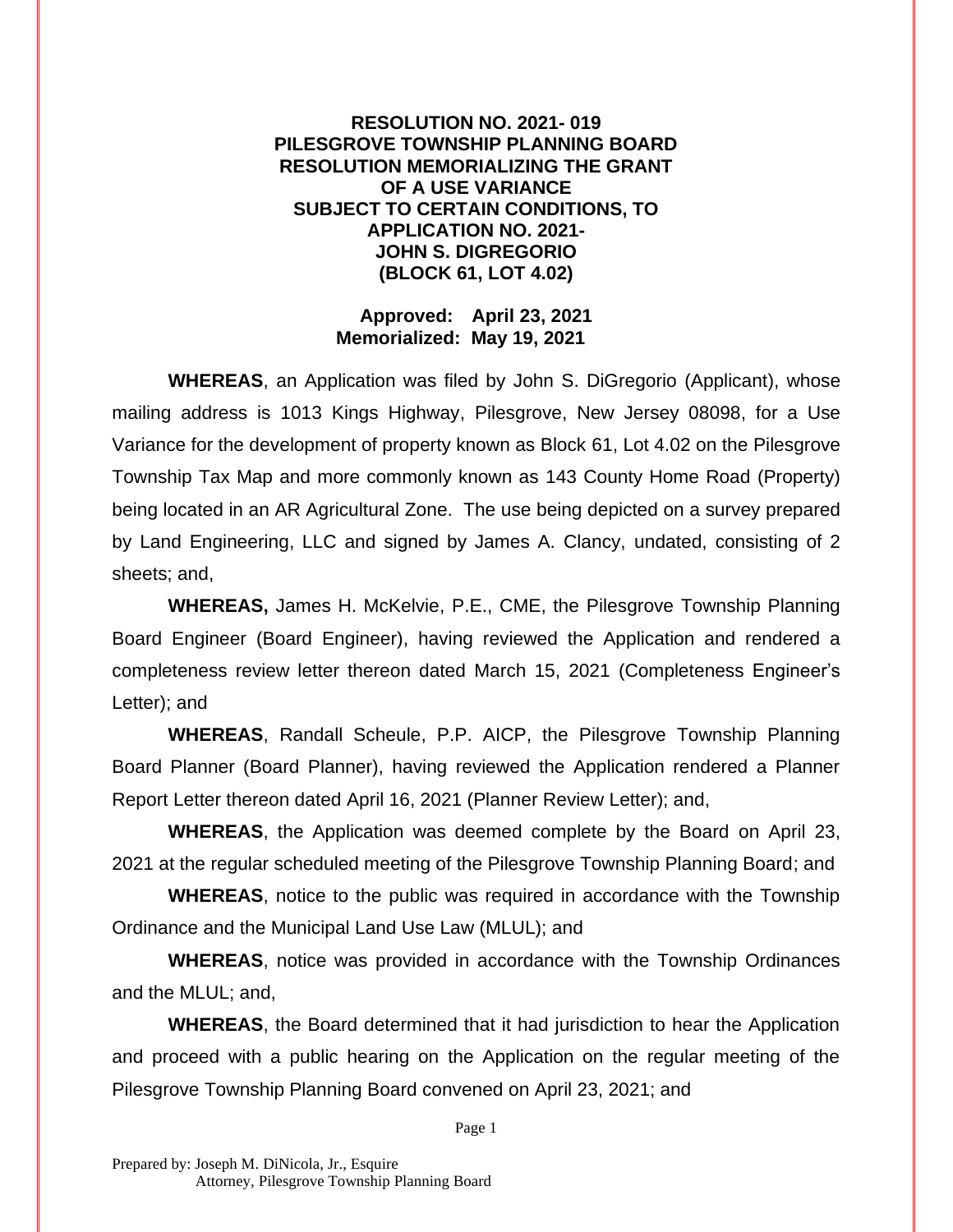**RESOLUTION NO. 2021- 019**
**PILESGROVE TOWNSHIP PLANNING BOARD**
**RESOLUTION MEMORIALIZING THE GRANT**
**OF A USE VARIANCE**
**SUBJECT TO CERTAIN CONDITIONS, TO**
**APPLICATION NO. 2021-**
**JOHN S. DIGREGORIO**
**(BLOCK 61, LOT 4.02)**

**Approved: April 23, 2021**
**Memorialized: May 19, 2021**

**WHEREAS**, an Application was filed by John S. DiGregorio (Applicant), whose mailing address is 1013 Kings Highway, Pilesgrove, New Jersey 08098, for a Use Variance for the development of property known as Block 61, Lot 4.02 on the Pilesgrove Township Tax Map and more commonly known as 143 County Home Road (Property) being located in an AR Agricultural Zone. The use being depicted on a survey prepared by Land Engineering, LLC and signed by James A. Clancy, undated, consisting of 2 sheets; and,

**WHEREAS,** James H. McKelvie, P.E., CME, the Pilesgrove Township Planning Board Engineer (Board Engineer), having reviewed the Application and rendered a completeness review letter thereon dated March 15, 2021 (Completeness Engineer's Letter); and

**WHEREAS**, Randall Scheule, P.P. AICP, the Pilesgrove Township Planning Board Planner (Board Planner), having reviewed the Application rendered a Planner Report Letter thereon dated April 16, 2021 (Planner Review Letter); and,

**WHEREAS**, the Application was deemed complete by the Board on April 23, 2021 at the regular scheduled meeting of the Pilesgrove Township Planning Board; and

**WHEREAS**, notice to the public was required in accordance with the Township Ordinance and the Municipal Land Use Law (MLUL); and

**WHEREAS**, notice was provided in accordance with the Township Ordinances and the MLUL; and,

**WHEREAS**, the Board determined that it had jurisdiction to hear the Application and proceed with a public hearing on the Application on the regular meeting of the Pilesgrove Township Planning Board convened on April 23, 2021; and

Prepared by: Joseph M. DiNicola, Jr., Esquire
Attorney, Pilesgrove Township Planning Board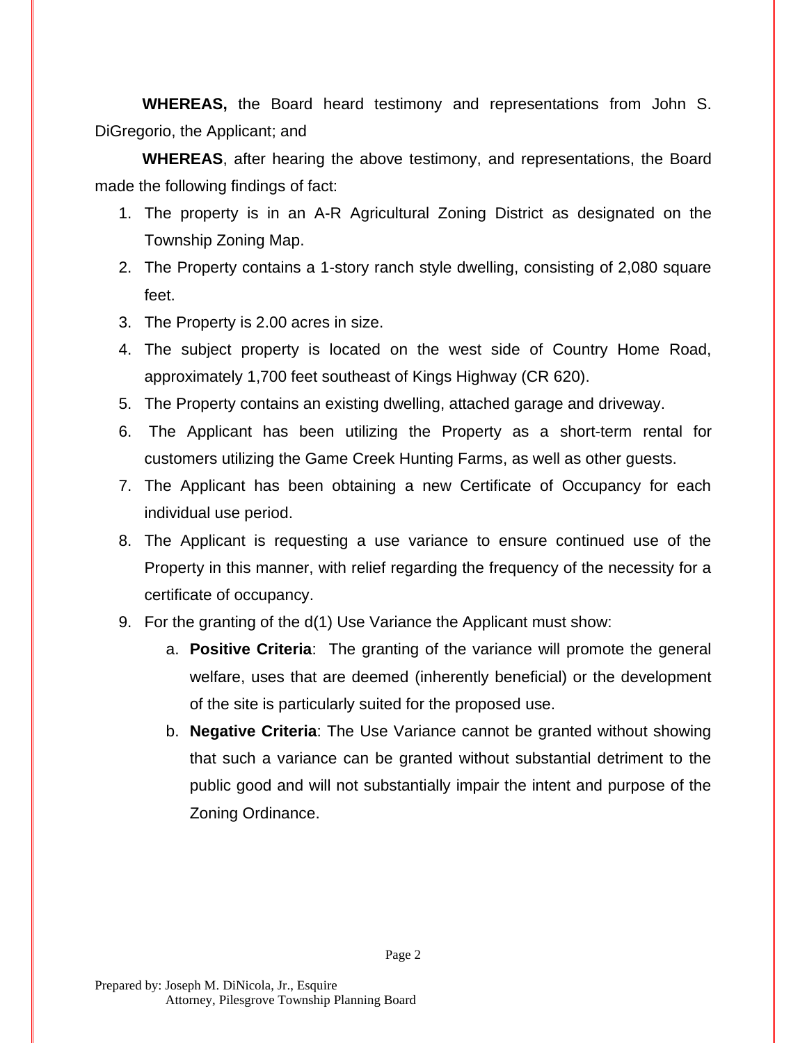**WHEREAS,** the Board heard testimony and representations from John S. DiGregorio, the Applicant; and

**WHEREAS**, after hearing the above testimony, and representations, the Board made the following findings of fact:

1. The property is in an A-R Agricultural Zoning District as designated on the Township Zoning Map.
2. The Property contains a 1-story ranch style dwelling, consisting of 2,080 square feet.
3. The Property is 2.00 acres in size.
4. The subject property is located on the west side of Country Home Road, approximately 1,700 feet southeast of Kings Highway (CR 620).
5. The Property contains an existing dwelling, attached garage and driveway.
6. The Applicant has been utilizing the Property as a short-term rental for customers utilizing the Game Creek Hunting Farms, as well as other guests.
7. The Applicant has been obtaining a new Certificate of Occupancy for each individual use period.
8. The Applicant is requesting a use variance to ensure continued use of the Property in this manner, with relief regarding the frequency of the necessity for a certificate of occupancy.
9. For the granting of the d(1) Use Variance the Applicant must show:
    a. **Positive Criteria**: The granting of the variance will promote the general welfare, uses that are deemed (inherently beneficial) or the development of the site is particularly suited for the proposed use.
    b. **Negative Criteria**: The Use Variance cannot be granted without showing that such a variance can be granted without substantial detriment to the public good and will not substantially impair the intent and purpose of the Zoning Ordinance.

Prepared by: Joseph M. DiNicola, Jr., Esquire
Attorney, Pilesgrove Township Planning Board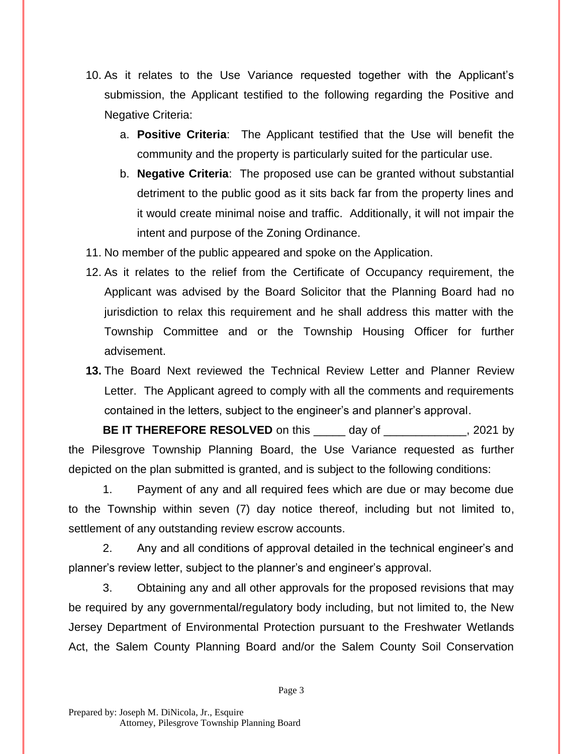10. As it relates to the Use Variance requested together with the Applicant's submission, the Applicant testified to the following regarding the Positive and Negative Criteria:
    a. **Positive Criteria**: The Applicant testified that the Use will benefit the community and the property is particularly suited for the particular use.
    b. **Negative Criteria**: The proposed use can be granted without substantial detriment to the public good as it sits back far from the property lines and it would create minimal noise and traffic. Additionally, it will not impair the intent and purpose of the Zoning Ordinance.
11. No member of the public appeared and spoke on the Application.
12. As it relates to the relief from the Certificate of Occupancy requirement, the Applicant was advised by the Board Solicitor that the Planning Board had no jurisdiction to relax this requirement and he shall address this matter with the Township Committee and or the Township Housing Officer for further advisement.
13. The Board Next reviewed the Technical Review Letter and Planner Review Letter. The Applicant agreed to comply with all the comments and requirements contained in the letters, subject to the engineer's and planner's approval.

**BE IT THEREFORE RESOLVED** on this _____ day of _____________, 2021 by the Pilesgrove Township Planning Board, the Use Variance requested as further depicted on the plan submitted is granted, and is subject to the following conditions:

1. Payment of any and all required fees which are due or may become due to the Township within seven (7) day notice thereof, including but not limited to, settlement of any outstanding review escrow accounts.

2. Any and all conditions of approval detailed in the technical engineer's and planner's review letter, subject to the planner's and engineer's approval.

3. Obtaining any and all other approvals for the proposed revisions that may be required by any governmental/regulatory body including, but not limited to, the New Jersey Department of Environmental Protection pursuant to the Freshwater Wetlands Act, the Salem County Planning Board and/or the Salem County Soil Conservation

Prepared by: Joseph M. DiNicola, Jr., Esquire
Attorney, Pilesgrove Township Planning Board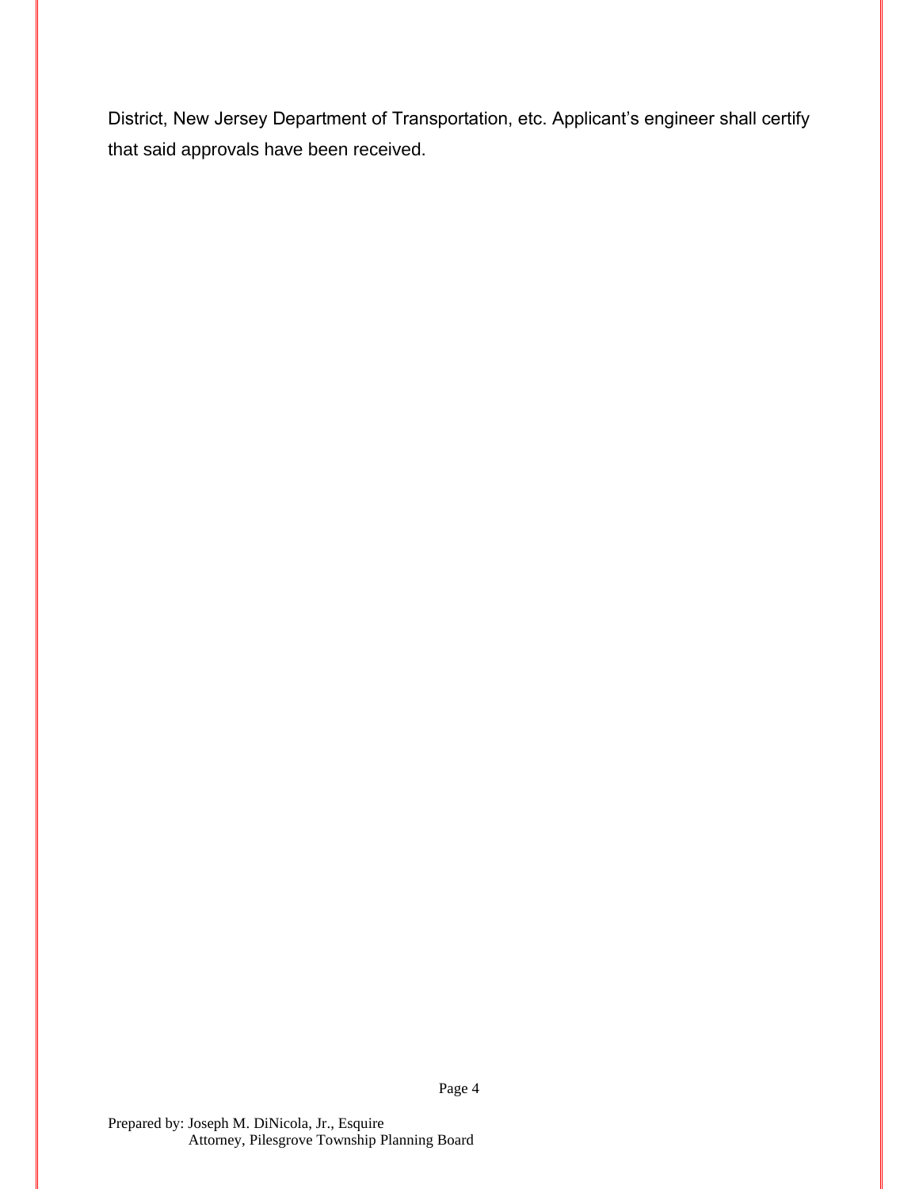District, New Jersey Department of Transportation, etc. Applicant's engineer shall certify that said approvals have been received.

Prepared by: Joseph M. DiNicola, Jr., Esquire
Attorney, Pilesgrove Township Planning Board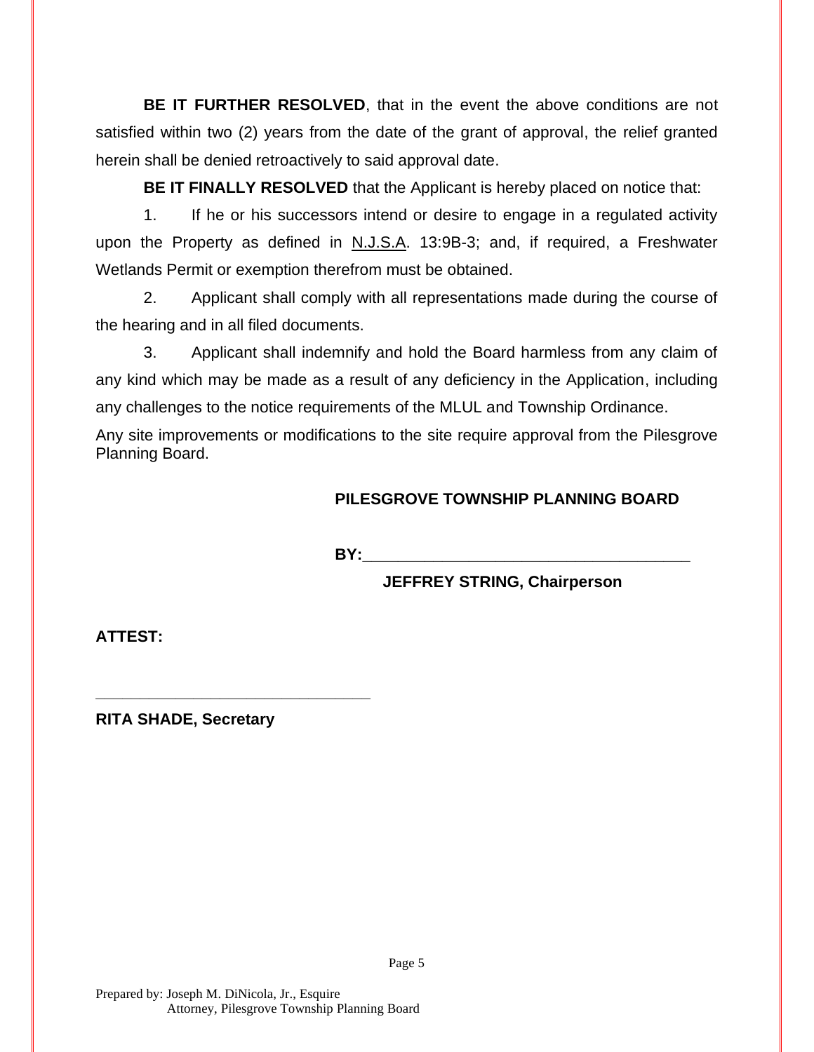**BE IT FURTHER RESOLVED**, that in the event the above conditions are not satisfied within two (2) years from the date of the grant of approval, the relief granted herein shall be denied retroactively to said approval date.

**BE IT FINALLY RESOLVED** that the Applicant is hereby placed on notice that:

1. If he or his successors intend or desire to engage in a regulated activity upon the Property as defined in N.J.S.A. 13:9B-3; and, if required, a Freshwater Wetlands Permit or exemption therefrom must be obtained.

2. Applicant shall comply with all representations made during the course of the hearing and in all filed documents.

3. Applicant shall indemnify and hold the Board harmless from any claim of any kind which may be made as a result of any deficiency in the Application, including any challenges to the notice requirements of the MLUL and Township Ordinance.

Any site improvements or modifications to the site require approval from the Pilesgrove Planning Board.

**PILESGROVE TOWNSHIP PLANNING BOARD**

**BY:**\_\_\_\_\_\_\_\_\_\_\_\_\_\_\_\_\_\_\_\_\_\_\_\_\_\_\_\_\_\_\_\_\_\_\_\_\_\_\_\_

**JEFFREY STRING, Chairperson**

**ATTEST:**

\_\_\_\_\_\_\_\_\_\_\_\_\_\_\_\_\_\_\_\_\_\_\_\_\_\_\_\_\_\_\_\_\_\_\_

**RITA SHADE, Secretary**

Prepared by: Joseph M. DiNicola, Jr., Esquire
Attorney, Pilesgrove Township Planning Board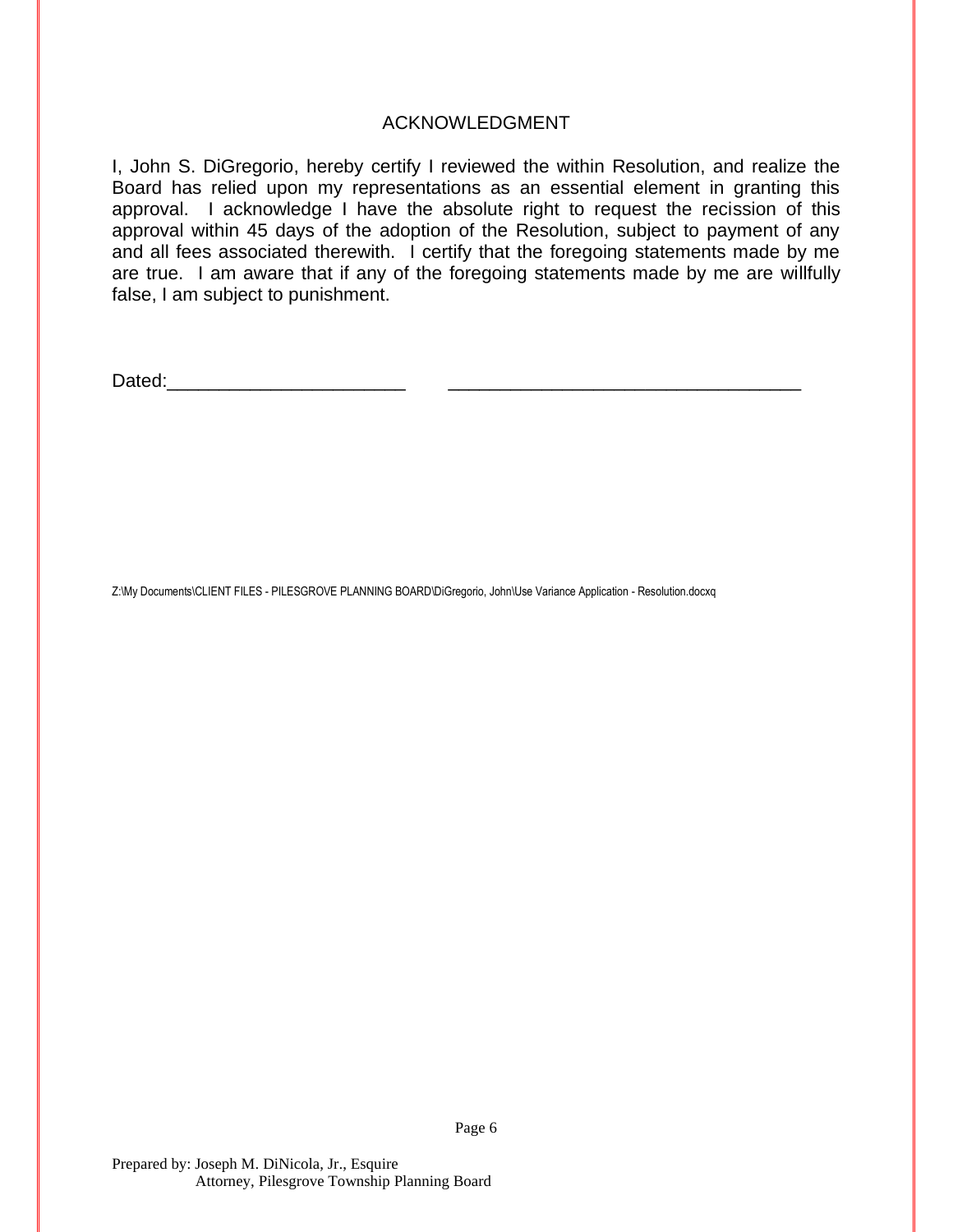## ACKNOWLEDGMENT

I, John S. DiGregorio, hereby certify I reviewed the within Resolution, and realize the Board has relied upon my representations as an essential element in granting this approval. I acknowledge I have the absolute right to request the recission of this approval within 45 days of the adoption of the Resolution, subject to payment of any and all fees associated therewith. I certify that the foregoing statements made by me are true. I am aware that if any of the foregoing statements made by me are willfully false, I am subject to punishment.

Dated:_______________________ _________________________________

Z:\My Documents\CLIENT FILES - PILESGROVE PLANNING BOARD\DiGregorio, John\Use Variance Application - Resolution.docxq

Prepared by: Joseph M. DiNicola, Jr., Esquire
Attorney, Pilesgrove Township Planning Board